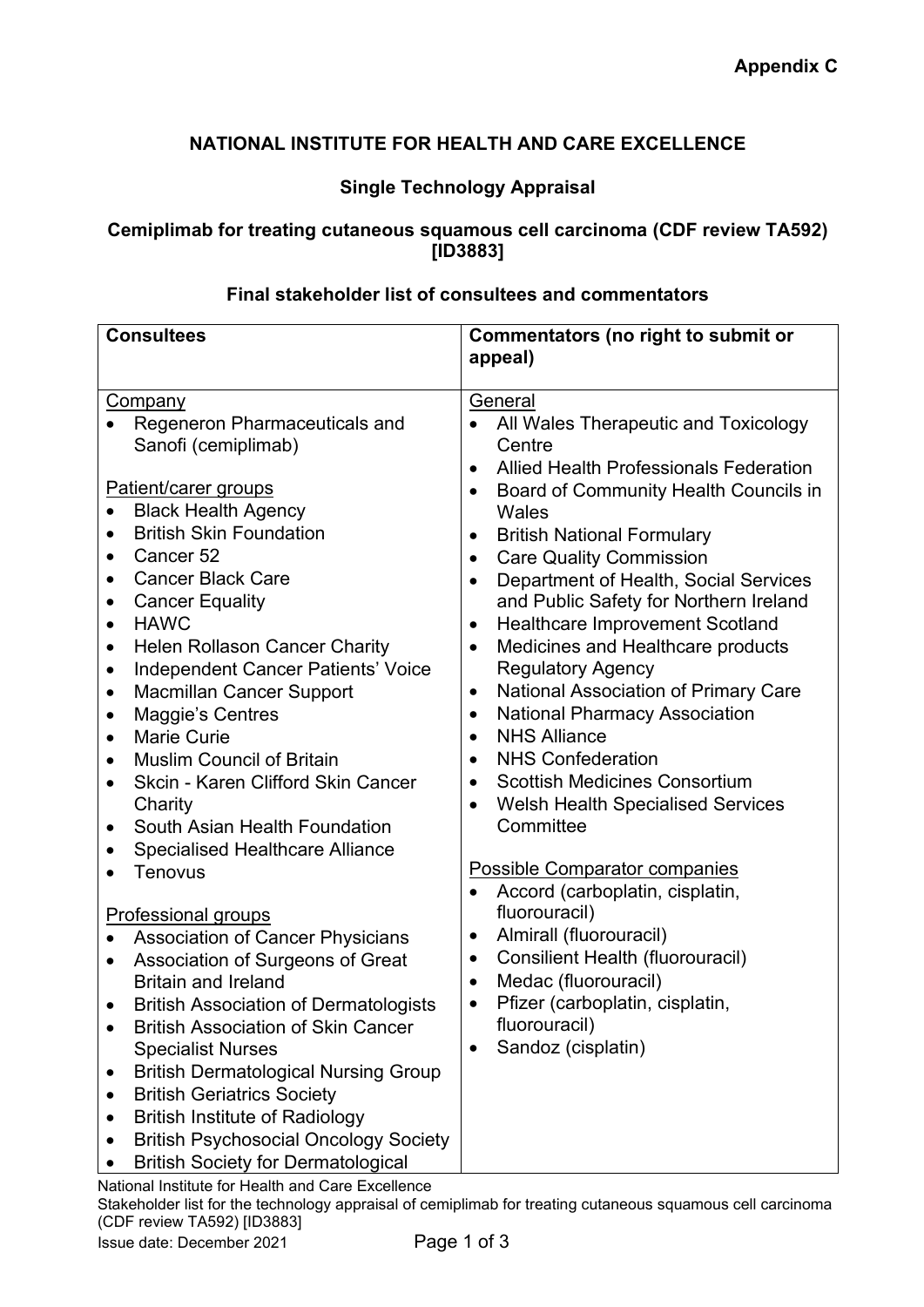**Appendix C**

# NATIONAL INSTITUTE FOR HEALTH AND CARE EXCELLENCE

## Single Technology Appraisal

## Cemiplimab for treating cutaneous squamous cell carcinoma (CDF review TA592) [ID3883]

### Final stakeholder list of consultees and commentators

| Consultees | Commentators (no right to submit or appeal) |
| --- | --- |
| Company<br>• Regeneron Pharmaceuticals and Sanofi (cemiplimab)<br><br>Patient/carer groups<br>• Black Health Agency<br>• British Skin Foundation<br>• Cancer 52<br>• Cancer Black Care<br>• Cancer Equality<br>• HAWC<br>• Helen Rollason Cancer Charity<br>• Independent Cancer Patients' Voice<br>• Macmillan Cancer Support<br>• Maggie's Centres<br>• Marie Curie<br>• Muslim Council of Britain<br>• Skcin - Karen Clifford Skin Cancer Charity<br>• South Asian Health Foundation<br>• Specialised Healthcare Alliance<br>• Tenovus<br><br>Professional groups<br>• Association of Cancer Physicians<br>• Association of Surgeons of Great Britain and Ireland<br>• British Association of Dermatologists<br>• British Association of Skin Cancer Specialist Nurses<br>• British Dermatological Nursing Group<br>• British Geriatrics Society<br>• British Institute of Radiology<br>• British Psychosocial Oncology Society<br>• British Society for Dermatological | General<br>• All Wales Therapeutic and Toxicology Centre<br>• Allied Health Professionals Federation<br>• Board of Community Health Councils in Wales<br>• British National Formulary<br>• Care Quality Commission<br>• Department of Health, Social Services and Public Safety for Northern Ireland<br>• Healthcare Improvement Scotland<br>• Medicines and Healthcare products Regulatory Agency<br>• National Association of Primary Care<br>• National Pharmacy Association<br>• NHS Alliance<br>• NHS Confederation<br>• Scottish Medicines Consortium<br>• Welsh Health Specialised Services Committee<br><br>Possible Comparator companies<br>• Accord (carboplatin, cisplatin, fluorouracil)<br>• Almirall (fluorouracil)<br>• Consilient Health (fluorouracil)<br>• Medac (fluorouracil)<br>• Pfizer (carboplatin, cisplatin, fluorouracil)<br>• Sandoz (cisplatin) |

National Institute for Health and Care Excellence
Stakeholder list for the technology appraisal of cemiplimab for treating cutaneous squamous cell carcinoma (CDF review TA592) [ID3883]
Issue date: December 2021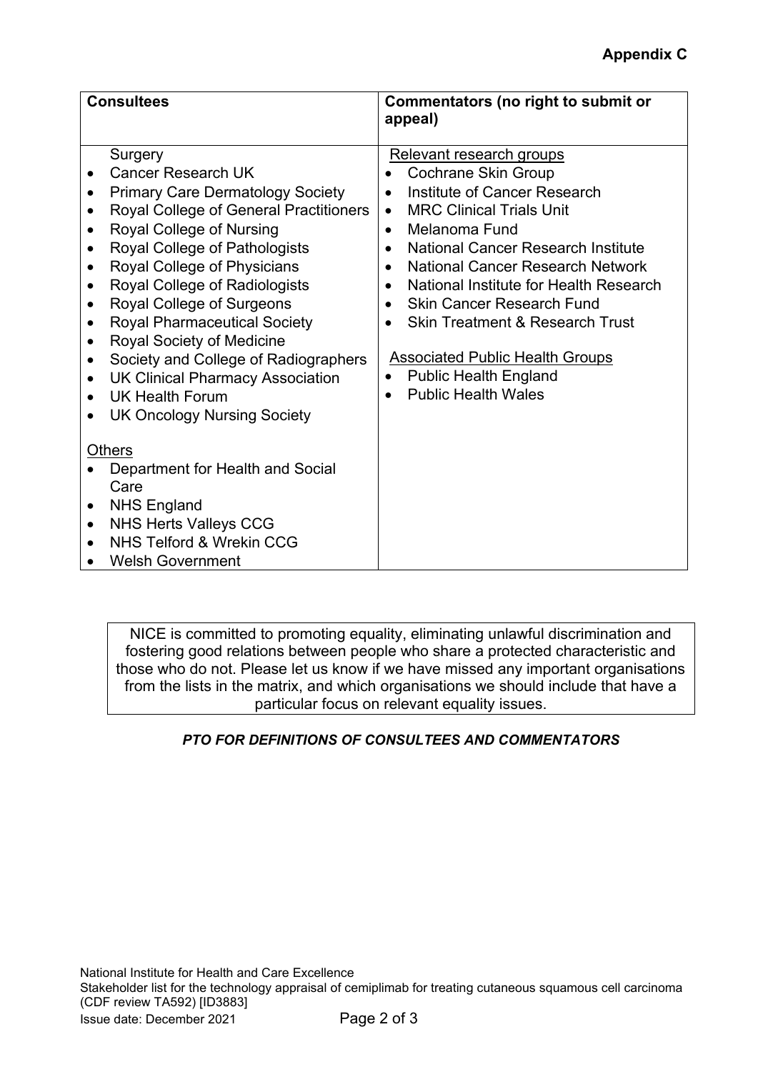**Appendix C**

| Consultees | Commentators (no right to submit or appeal) |
|---|---|
| Surgery<br>• Cancer Research UK<br>• Primary Care Dermatology Society<br>• Royal College of General Practitioners<br>• Royal College of Nursing<br>• Royal College of Pathologists<br>• Royal College of Physicians<br>• Royal College of Radiologists<br>• Royal College of Surgeons<br>• Royal Pharmaceutical Society<br>• Royal Society of Medicine<br>• Society and College of Radiographers<br>• UK Clinical Pharmacy Association<br>• UK Health Forum<br>• UK Oncology Nursing Society<br><br><u>Others</u><br>• Department for Health and Social Care<br>• NHS England<br>• NHS Herts Valleys CCG<br>• NHS Telford & Wrekin CCG<br>• Welsh Government | <u>Relevant research groups</u><br>• Cochrane Skin Group<br>• Institute of Cancer Research<br>• MRC Clinical Trials Unit<br>• Melanoma Fund<br>• National Cancer Research Institute<br>• National Cancer Research Network<br>• National Institute for Health Research<br>• Skin Cancer Research Fund<br>• Skin Treatment & Research Trust<br><br><u>Associated Public Health Groups</u><br>• Public Health England<br>• Public Health Wales |

NICE is committed to promoting equality, eliminating unlawful discrimination and fostering good relations between people who share a protected characteristic and those who do not. Please let us know if we have missed any important organisations from the lists in the matrix, and which organisations we should include that have a particular focus on relevant equality issues.

***PTO FOR DEFINITIONS OF CONSULTEES AND COMMENTATORS***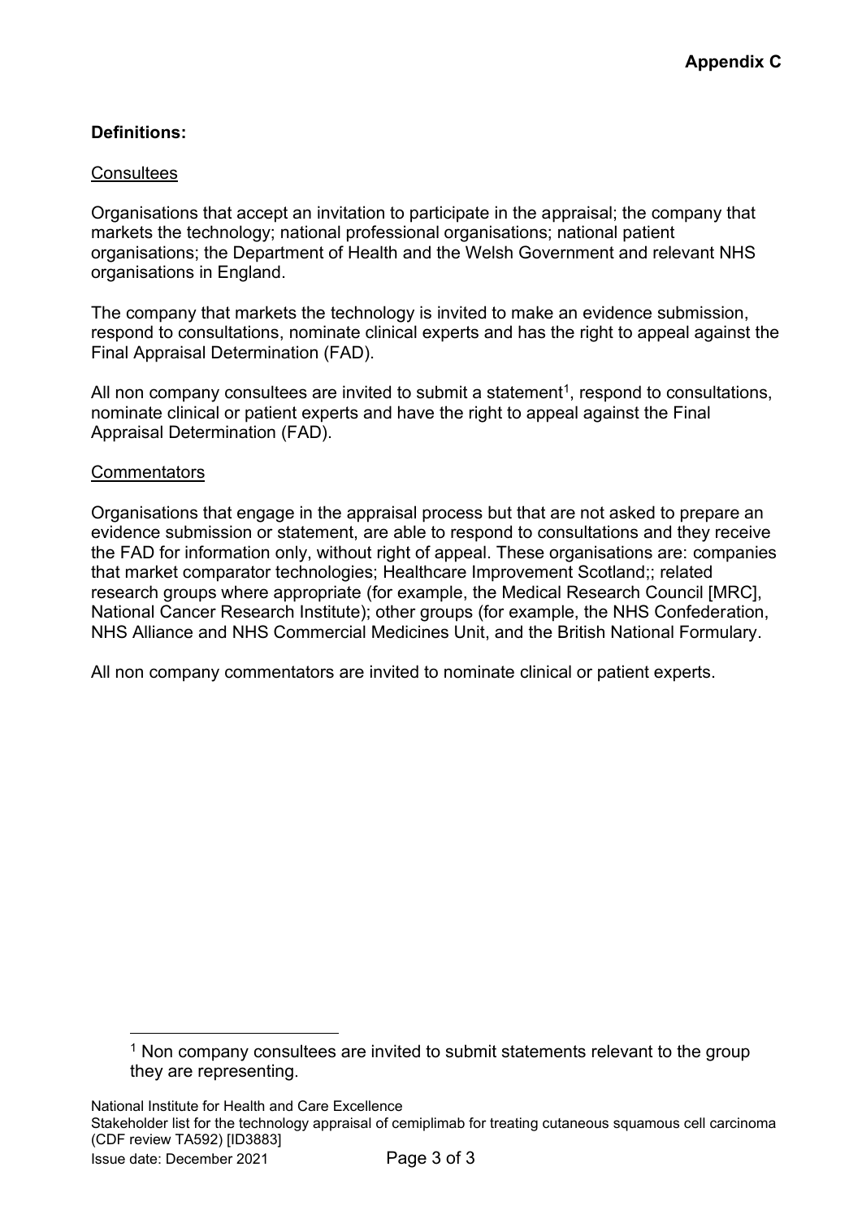**Appendix C**

**Definitions:**

Consultees

Organisations that accept an invitation to participate in the appraisal; the company that markets the technology; national professional organisations; national patient organisations; the Department of Health and the Welsh Government and relevant NHS organisations in England.

The company that markets the technology is invited to make an evidence submission, respond to consultations, nominate clinical experts and has the right to appeal against the Final Appraisal Determination (FAD).

All non company consultees are invited to submit a statement[1], respond to consultations, nominate clinical or patient experts and have the right to appeal against the Final Appraisal Determination (FAD).

Commentators

Organisations that engage in the appraisal process but that are not asked to prepare an evidence submission or statement, are able to respond to consultations and they receive the FAD for information only, without right of appeal. These organisations are: companies that market comparator technologies; Healthcare Improvement Scotland;; related research groups where appropriate (for example, the Medical Research Council [MRC], National Cancer Research Institute); other groups (for example, the NHS Confederation, NHS Alliance and NHS Commercial Medicines Unit, and the British National Formulary.

All non company commentators are invited to nominate clinical or patient experts.

[1] Non company consultees are invited to submit statements relevant to the group they are representing.

National Institute for Health and Care Excellence
Stakeholder list for the technology appraisal of cemiplimab for treating cutaneous squamous cell carcinoma (CDF review TA592) [ID3883]
Issue date: December 2021